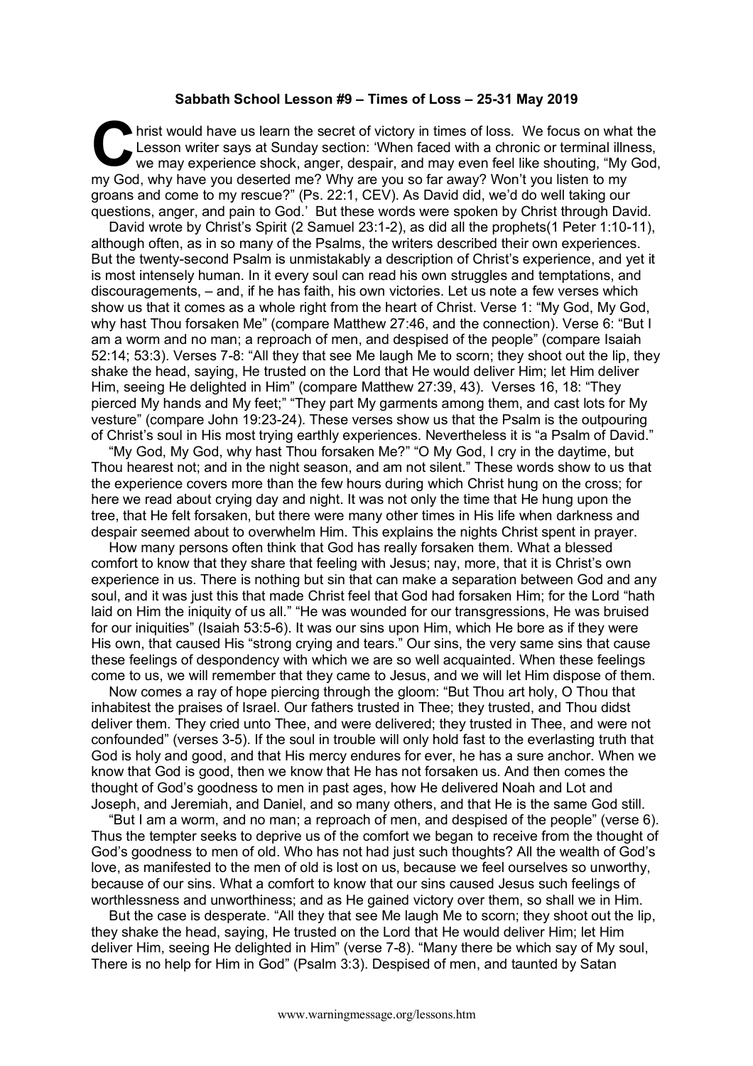**Sabbath School Lesson #9 – Times of Loss – 25-31 May 2019**

Christ would have us learn the secret of victory in times of loss. We focus on what the Lesson writer says at Sunday section: 'When faced with a chronic or terminal illness, we may experience shock, anger, despair, and may even feel like shouting, "My God, my God, why have you deserted me? Why are you so far away? Won't you listen to my groans and come to my rescue?" (Ps. 22:1, CEV). As David did, we'd do well taking our questions, anger, and pain to God.' But these words were spoken by Christ through David.

David wrote by Christ's Spirit (2 Samuel 23:1-2), as did all the prophets(1 Peter 1:10-11), although often, as in so many of the Psalms, the writers described their own experiences. But the twenty-second Psalm is unmistakably a description of Christ's experience, and yet it is most intensely human. In it every soul can read his own struggles and temptations, and discouragements, – and, if he has faith, his own victories. Let us note a few verses which show us that it comes as a whole right from the heart of Christ. Verse 1: "My God, My God, why hast Thou forsaken Me" (compare Matthew 27:46, and the connection). Verse 6: "But I am a worm and no man; a reproach of men, and despised of the people" (compare Isaiah 52:14; 53:3). Verses 7-8: "All they that see Me laugh Me to scorn; they shoot out the lip, they shake the head, saying, He trusted on the Lord that He would deliver Him; let Him deliver Him, seeing He delighted in Him" (compare Matthew 27:39, 43). Verses 16, 18: "They pierced My hands and My feet;" "They part My garments among them, and cast lots for My vesture" (compare John 19:23-24). These verses show us that the Psalm is the outpouring of Christ's soul in His most trying earthly experiences. Nevertheless it is "a Psalm of David."

"My God, My God, why hast Thou forsaken Me?" "O My God, I cry in the daytime, but Thou hearest not; and in the night season, and am not silent." These words show to us that the experience covers more than the few hours during which Christ hung on the cross; for here we read about crying day and night. It was not only the time that He hung upon the tree, that He felt forsaken, but there were many other times in His life when darkness and despair seemed about to overwhelm Him. This explains the nights Christ spent in prayer.

How many persons often think that God has really forsaken them. What a blessed comfort to know that they share that feeling with Jesus; nay, more, that it is Christ's own experience in us. There is nothing but sin that can make a separation between God and any soul, and it was just this that made Christ feel that God had forsaken Him; for the Lord "hath laid on Him the iniquity of us all." "He was wounded for our transgressions, He was bruised for our iniquities" (Isaiah 53:5-6). It was our sins upon Him, which He bore as if they were His own, that caused His "strong crying and tears." Our sins, the very same sins that cause these feelings of despondency with which we are so well acquainted. When these feelings come to us, we will remember that they came to Jesus, and we will let Him dispose of them.

Now comes a ray of hope piercing through the gloom: "But Thou art holy, O Thou that inhabitest the praises of Israel. Our fathers trusted in Thee; they trusted, and Thou didst deliver them. They cried unto Thee, and were delivered; they trusted in Thee, and were not confounded" (verses 3-5). If the soul in trouble will only hold fast to the everlasting truth that God is holy and good, and that His mercy endures for ever, he has a sure anchor. When we know that God is good, then we know that He has not forsaken us. And then comes the thought of God's goodness to men in past ages, how He delivered Noah and Lot and Joseph, and Jeremiah, and Daniel, and so many others, and that He is the same God still.

"But I am a worm, and no man; a reproach of men, and despised of the people" (verse 6). Thus the tempter seeks to deprive us of the comfort we began to receive from the thought of God's goodness to men of old. Who has not had just such thoughts? All the wealth of God's love, as manifested to the men of old is lost on us, because we feel ourselves so unworthy, because of our sins. What a comfort to know that our sins caused Jesus such feelings of worthlessness and unworthiness; and as He gained victory over them, so shall we in Him.

But the case is desperate. "All they that see Me laugh Me to scorn; they shoot out the lip, they shake the head, saying, He trusted on the Lord that He would deliver Him; let Him deliver Him, seeing He delighted in Him" (verse 7-8). "Many there be which say of My soul, There is no help for Him in God" (Psalm 3:3). Despised of men, and taunted by Satan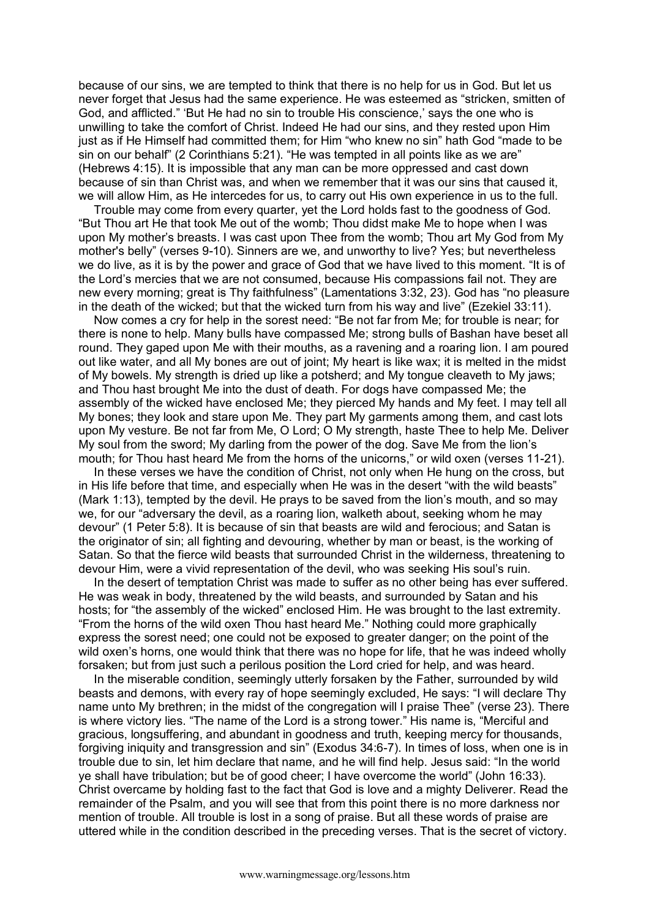because of our sins, we are tempted to think that there is no help for us in God. But let us never forget that Jesus had the same experience. He was esteemed as "stricken, smitten of God, and afflicted." 'But He had no sin to trouble His conscience,' says the one who is unwilling to take the comfort of Christ. Indeed He had our sins, and they rested upon Him just as if He Himself had committed them; for Him "who knew no sin" hath God "made to be sin on our behalf" (2 Corinthians 5:21). "He was tempted in all points like as we are" (Hebrews 4:15). It is impossible that any man can be more oppressed and cast down because of sin than Christ was, and when we remember that it was our sins that caused it, we will allow Him, as He intercedes for us, to carry out His own experience in us to the full.

Trouble may come from every quarter, yet the Lord holds fast to the goodness of God. "But Thou art He that took Me out of the womb; Thou didst make Me to hope when I was upon My mother's breasts. I was cast upon Thee from the womb; Thou art My God from My mother's belly" (verses 9-10). Sinners are we, and unworthy to live? Yes; but nevertheless we do live, as it is by the power and grace of God that we have lived to this moment. "It is of the Lord's mercies that we are not consumed, because His compassions fail not. They are new every morning; great is Thy faithfulness" (Lamentations 3:32, 23). God has "no pleasure in the death of the wicked; but that the wicked turn from his way and live" (Ezekiel 33:11).

Now comes a cry for help in the sorest need: "Be not far from Me; for trouble is near; for there is none to help. Many bulls have compassed Me; strong bulls of Bashan have beset all round. They gaped upon Me with their mouths, as a ravening and a roaring lion. I am poured out like water, and all My bones are out of joint; My heart is like wax; it is melted in the midst of My bowels. My strength is dried up like a potsherd; and My tongue cleaveth to My jaws; and Thou hast brought Me into the dust of death. For dogs have compassed Me; the assembly of the wicked have enclosed Me; they pierced My hands and My feet. I may tell all My bones; they look and stare upon Me. They part My garments among them, and cast lots upon My vesture. Be not far from Me, O Lord; O My strength, haste Thee to help Me. Deliver My soul from the sword; My darling from the power of the dog. Save Me from the lion's mouth; for Thou hast heard Me from the horns of the unicorns," or wild oxen (verses 11-21).

In these verses we have the condition of Christ, not only when He hung on the cross, but in His life before that time, and especially when He was in the desert "with the wild beasts" (Mark 1:13), tempted by the devil. He prays to be saved from the lion's mouth, and so may we, for our "adversary the devil, as a roaring lion, walketh about, seeking whom he may devour" (1 Peter 5:8). It is because of sin that beasts are wild and ferocious; and Satan is the originator of sin; all fighting and devouring, whether by man or beast, is the working of Satan. So that the fierce wild beasts that surrounded Christ in the wilderness, threatening to devour Him, were a vivid representation of the devil, who was seeking His soul's ruin.

In the desert of temptation Christ was made to suffer as no other being has ever suffered. He was weak in body, threatened by the wild beasts, and surrounded by Satan and his hosts; for "the assembly of the wicked" enclosed Him. He was brought to the last extremity. "From the horns of the wild oxen Thou hast heard Me." Nothing could more graphically express the sorest need; one could not be exposed to greater danger; on the point of the wild oxen's horns, one would think that there was no hope for life, that he was indeed wholly forsaken; but from just such a perilous position the Lord cried for help, and was heard.

In the miserable condition, seemingly utterly forsaken by the Father, surrounded by wild beasts and demons, with every ray of hope seemingly excluded, He says: "I will declare Thy name unto My brethren; in the midst of the congregation will I praise Thee" (verse 23). There is where victory lies. "The name of the Lord is a strong tower." His name is, "Merciful and gracious, longsuffering, and abundant in goodness and truth, keeping mercy for thousands, forgiving iniquity and transgression and sin" (Exodus 34:6-7). In times of loss, when one is in trouble due to sin, let him declare that name, and he will find help. Jesus said: "In the world ye shall have tribulation; but be of good cheer; I have overcome the world" (John 16:33). Christ overcame by holding fast to the fact that God is love and a mighty Deliverer. Read the remainder of the Psalm, and you will see that from this point there is no more darkness nor mention of trouble. All trouble is lost in a song of praise. But all these words of praise are uttered while in the condition described in the preceding verses. That is the secret of victory.